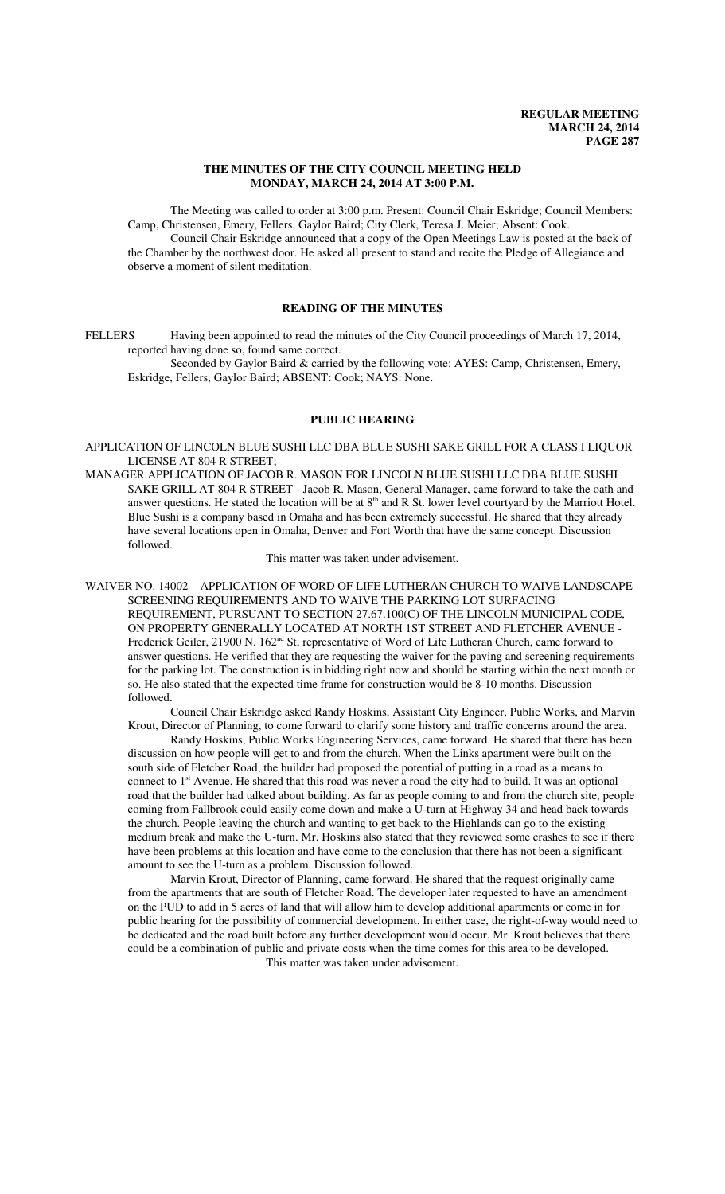## THE MINUTES OF THE CITY COUNCIL MEETING HELD MONDAY, MARCH 24, 2014 AT 3:00 P.M.

The Meeting was called to order at 3:00 p.m. Present: Council Chair Eskridge; Council Members: Camp, Christensen, Emery, Fellers, Gaylor Baird; City Clerk, Teresa J. Meier; Absent: Cook.

Council Chair Eskridge announced that a copy of the Open Meetings Law is posted at the back of the Chamber by the northwest door. He asked all present to stand and recite the Pledge of Allegiance and observe a moment of silent meditation.

## READING OF THE MINUTES

FELLERS Having been appointed to read the minutes of the City Council proceedings of March 17, 2014, reported having done so, found same correct.

Seconded by Gaylor Baird & carried by the following vote: AYES: Camp, Christensen, Emery, Eskridge, Fellers, Gaylor Baird; ABSENT: Cook; NAYS: None.

## PUBLIC HEARING

APPLICATION OF LINCOLN BLUE SUSHI LLC DBA BLUE SUSHI SAKE GRILL FOR A CLASS I LIQUOR LICENSE AT 804 R STREET;

MANAGER APPLICATION OF JACOB R. MASON FOR LINCOLN BLUE SUSHI LLC DBA BLUE SUSHI SAKE GRILL AT 804 R STREET - Jacob R. Mason, General Manager, came forward to take the oath and answer questions. He stated the location will be at 8th and R St. lower level courtyard by the Marriott Hotel. Blue Sushi is a company based in Omaha and has been extremely successful. He shared that they already have several locations open in Omaha, Denver and Fort Worth that have the same concept. Discussion followed.

This matter was taken under advisement.

WAIVER NO. 14002 – APPLICATION OF WORD OF LIFE LUTHERAN CHURCH TO WAIVE LANDSCAPE SCREENING REQUIREMENTS AND TO WAIVE THE PARKING LOT SURFACING REQUIREMENT, PURSUANT TO SECTION 27.67.100(C) OF THE LINCOLN MUNICIPAL CODE, ON PROPERTY GENERALLY LOCATED AT NORTH 1ST STREET AND FLETCHER AVENUE - Frederick Geiler, 21900 N. 162nd St, representative of Word of Life Lutheran Church, came forward to answer questions. He verified that they are requesting the waiver for the paving and screening requirements for the parking lot. The construction is in bidding right now and should be starting within the next month or so. He also stated that the expected time frame for construction would be 8-10 months. Discussion followed.

Council Chair Eskridge asked Randy Hoskins, Assistant City Engineer, Public Works, and Marvin Krout, Director of Planning, to come forward to clarify some history and traffic concerns around the area.

Randy Hoskins, Public Works Engineering Services, came forward. He shared that there has been discussion on how people will get to and from the church. When the Links apartment were built on the south side of Fletcher Road, the builder had proposed the potential of putting in a road as a means to connect to 1st Avenue. He shared that this road was never a road the city had to build. It was an optional road that the builder had talked about building. As far as people coming to and from the church site, people coming from Fallbrook could easily come down and make a U-turn at Highway 34 and head back towards the church. People leaving the church and wanting to get back to the Highlands can go to the existing medium break and make the U-turn. Mr. Hoskins also stated that they reviewed some crashes to see if there have been problems at this location and have come to the conclusion that there has not been a significant amount to see the U-turn as a problem. Discussion followed.

Marvin Krout, Director of Planning, came forward. He shared that the request originally came from the apartments that are south of Fletcher Road. The developer later requested to have an amendment on the PUD to add in 5 acres of land that will allow him to develop additional apartments or come in for public hearing for the possibility of commercial development. In either case, the right-of-way would need to be dedicated and the road built before any further development would occur. Mr. Krout believes that there could be a combination of public and private costs when the time comes for this area to be developed.

This matter was taken under advisement.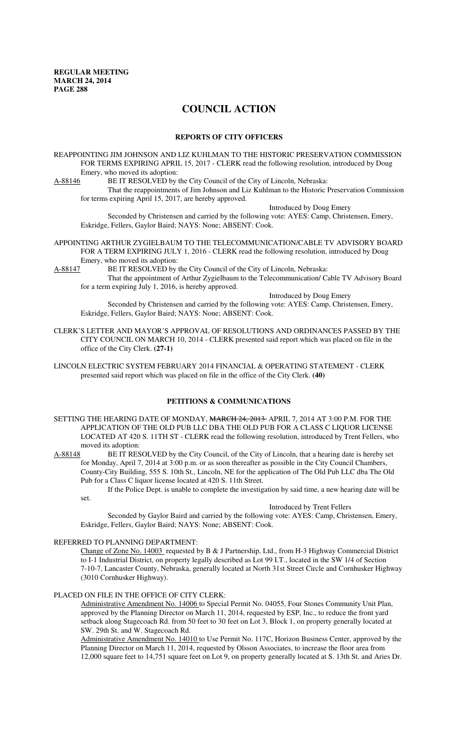# COUNCIL ACTION

## REPORTS OF CITY OFFICERS

REAPPOINTING JIM JOHNSON AND LIZ KUHLMAN TO THE HISTORIC PRESERVATION COMMISSION FOR TERMS EXPIRING APRIL 15, 2017 - CLERK read the following resolution, introduced by Doug Emery, who moved its adoption:

A-88146 BE IT RESOLVED by the City Council of the City of Lincoln, Nebraska:

That the reappointments of Jim Johnson and Liz Kuhlman to the Historic Preservation Commission for terms expiring April 15, 2017, are hereby approved.

Introduced by Doug Emery

Seconded by Christensen and carried by the following vote: AYES: Camp, Christensen, Emery, Eskridge, Fellers, Gaylor Baird; NAYS: None; ABSENT: Cook.

APPOINTING ARTHUR ZYGIELBAUM TO THE TELECOMMUNICATION/CABLE TV ADVISORY BOARD FOR A TERM EXPIRING JULY 1, 2016 - CLERK read the following resolution, introduced by Doug Emery, who moved its adoption:

A-88147 BE IT RESOLVED by the City Council of the City of Lincoln, Nebraska:

That the appointment of Arthur Zygielbaum to the Telecommunication/ Cable TV Advisory Board for a term expiring July 1, 2016, is hereby approved.

Introduced by Doug Emery

Seconded by Christensen and carried by the following vote: AYES: Camp, Christensen, Emery, Eskridge, Fellers, Gaylor Baird; NAYS: None; ABSENT: Cook.

CLERK'S LETTER AND MAYOR'S APPROVAL OF RESOLUTIONS AND ORDINANCES PASSED BY THE CITY COUNCIL ON MARCH 10, 2014 - CLERK presented said report which was placed on file in the office of the City Clerk. **(27-1)**

LINCOLN ELECTRIC SYSTEM FEBRUARY 2014 FINANCIAL & OPERATING STATEMENT - CLERK presented said report which was placed on file in the office of the City Clerk. **(40)**

## PETITIONS & COMMUNICATIONS

SETTING THE HEARING DATE OF MONDAY, ~~MARCH 24, 2013~~ APRIL 7, 2014 AT 3:00 P.M. FOR THE APPLICATION OF THE OLD PUB LLC DBA THE OLD PUB FOR A CLASS C LIQUOR LICENSE LOCATED AT 420 S. 11TH ST - CLERK read the following resolution, introduced by Trent Fellers, who moved its adoption:

A-88148 BE IT RESOLVED by the City Council, of the City of Lincoln, that a hearing date is hereby set for Monday, April 7, 2014 at 3:00 p.m. or as soon thereafter as possible in the City Council Chambers, County-City Building, 555 S. 10th St., Lincoln, NE for the application of The Old Pub LLC dba The Old Pub for a Class C liquor license located at 420 S. 11th Street.

If the Police Dept. is unable to complete the investigation by said time, a new hearing date will be set.

Introduced by Trent Fellers

Seconded by Gaylor Baird and carried by the following vote: AYES: Camp, Christensen, Emery, Eskridge, Fellers, Gaylor Baird; NAYS: None; ABSENT: Cook.

REFERRED TO PLANNING DEPARTMENT:

Change of Zone No. 14003 requested by B & J Partnership, Ltd., from H-3 Highway Commercial District to I-1 Industrial District, on property legally described as Lot 99 I.T., located in the SW 1/4 of Section 7-10-7, Lancaster County, Nebraska, generally located at North 31st Street Circle and Cornhusker Highway (3010 Cornhusker Highway).

PLACED ON FILE IN THE OFFICE OF CITY CLERK:

Administrative Amendment No. 14006 to Special Permit No. 04055, Four Stones Community Unit Plan, approved by the Planning Director on March 11, 2014, requested by ESP, Inc., to reduce the front yard setback along Stagecoach Rd. from 50 feet to 30 feet on Lot 3, Block 1, on property generally located at SW. 29th St. and W. Stagecoach Rd.

Administrative Amendment No. 14010 to Use Permit No. 117C, Horizon Business Center, approved by the Planning Director on March 11, 2014, requested by Olsson Associates, to increase the floor area from 12,000 square feet to 14,751 square feet on Lot 9, on property generally located at S. 13th St. and Aries Dr.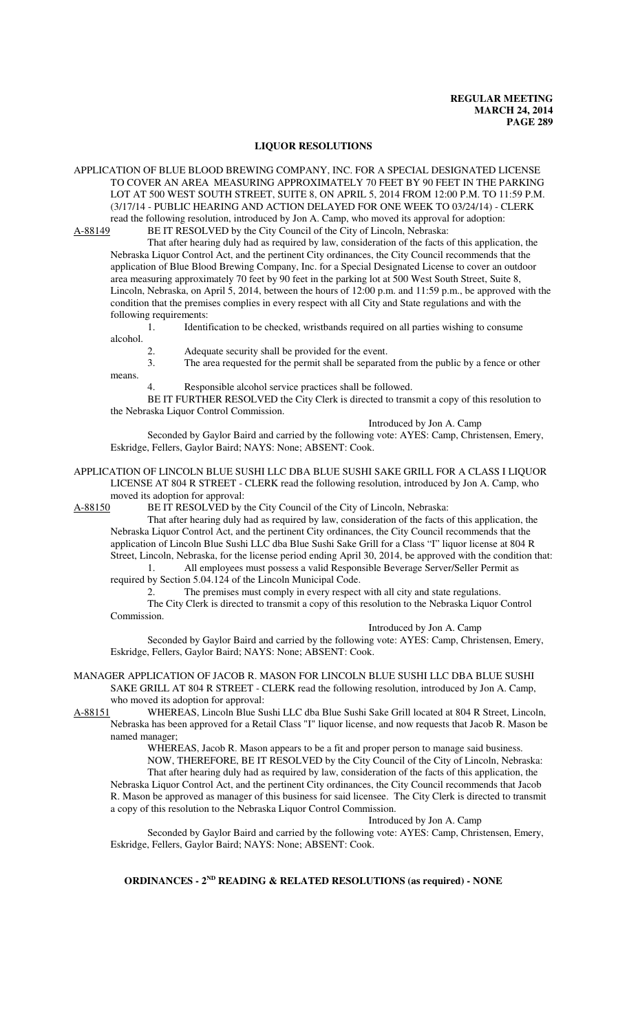## LIQUOR RESOLUTIONS

APPLICATION OF BLUE BLOOD BREWING COMPANY, INC. FOR A SPECIAL DESIGNATED LICENSE TO COVER AN AREA MEASURING APPROXIMATELY 70 FEET BY 90 FEET IN THE PARKING LOT AT 500 WEST SOUTH STREET, SUITE 8, ON APRIL 5, 2014 FROM 12:00 P.M. TO 11:59 P.M. (3/17/14 - PUBLIC HEARING AND ACTION DELAYED FOR ONE WEEK TO 03/24/14) - CLERK read the following resolution, introduced by Jon A. Camp, who moved its approval for adoption:

A-88149 BE IT RESOLVED by the City Council of the City of Lincoln, Nebraska:

That after hearing duly had as required by law, consideration of the facts of this application, the Nebraska Liquor Control Act, and the pertinent City ordinances, the City Council recommends that the application of Blue Blood Brewing Company, Inc. for a Special Designated License to cover an outdoor area measuring approximately 70 feet by 90 feet in the parking lot at 500 West South Street, Suite 8, Lincoln, Nebraska, on April 5, 2014, between the hours of 12:00 p.m. and 11:59 p.m., be approved with the condition that the premises complies in every respect with all City and State regulations and with the following requirements:

1. Identification to be checked, wristbands required on all parties wishing to consume alcohol.
2. Adequate security shall be provided for the event.
3. The area requested for the permit shall be separated from the public by a fence or other means.
4. Responsible alcohol service practices shall be followed.

BE IT FURTHER RESOLVED the City Clerk is directed to transmit a copy of this resolution to the Nebraska Liquor Control Commission.

Introduced by Jon A. Camp

Seconded by Gaylor Baird and carried by the following vote: AYES: Camp, Christensen, Emery, Eskridge, Fellers, Gaylor Baird; NAYS: None; ABSENT: Cook.

APPLICATION OF LINCOLN BLUE SUSHI LLC DBA BLUE SUSHI SAKE GRILL FOR A CLASS I LIQUOR LICENSE AT 804 R STREET - CLERK read the following resolution, introduced by Jon A. Camp, who moved its adoption for approval:

A-88150 BE IT RESOLVED by the City Council of the City of Lincoln, Nebraska:

That after hearing duly had as required by law, consideration of the facts of this application, the Nebraska Liquor Control Act, and the pertinent City ordinances, the City Council recommends that the application of Lincoln Blue Sushi LLC dba Blue Sushi Sake Grill for a Class "I" liquor license at 804 R Street, Lincoln, Nebraska, for the license period ending April 30, 2014, be approved with the condition that:

1. All employees must possess a valid Responsible Beverage Server/Seller Permit as required by Section 5.04.124 of the Lincoln Municipal Code.
2. The premises must comply in every respect with all city and state regulations.

The City Clerk is directed to transmit a copy of this resolution to the Nebraska Liquor Control Commission.

Introduced by Jon A. Camp

Seconded by Gaylor Baird and carried by the following vote: AYES: Camp, Christensen, Emery, Eskridge, Fellers, Gaylor Baird; NAYS: None; ABSENT: Cook.

MANAGER APPLICATION OF JACOB R. MASON FOR LINCOLN BLUE SUSHI LLC DBA BLUE SUSHI SAKE GRILL AT 804 R STREET - CLERK read the following resolution, introduced by Jon A. Camp, who moved its adoption for approval:

A-88151 WHEREAS, Lincoln Blue Sushi LLC dba Blue Sushi Sake Grill located at 804 R Street, Lincoln, Nebraska has been approved for a Retail Class "I" liquor license, and now requests that Jacob R. Mason be named manager;

WHEREAS, Jacob R. Mason appears to be a fit and proper person to manage said business.

NOW, THEREFORE, BE IT RESOLVED by the City Council of the City of Lincoln, Nebraska:

That after hearing duly had as required by law, consideration of the facts of this application, the Nebraska Liquor Control Act, and the pertinent City ordinances, the City Council recommends that Jacob R. Mason be approved as manager of this business for said licensee. The City Clerk is directed to transmit a copy of this resolution to the Nebraska Liquor Control Commission.

Introduced by Jon A. Camp

Seconded by Gaylor Baird and carried by the following vote: AYES: Camp, Christensen, Emery, Eskridge, Fellers, Gaylor Baird; NAYS: None; ABSENT: Cook.

## ORDINANCES - 2ND READING & RELATED RESOLUTIONS (as required) - NONE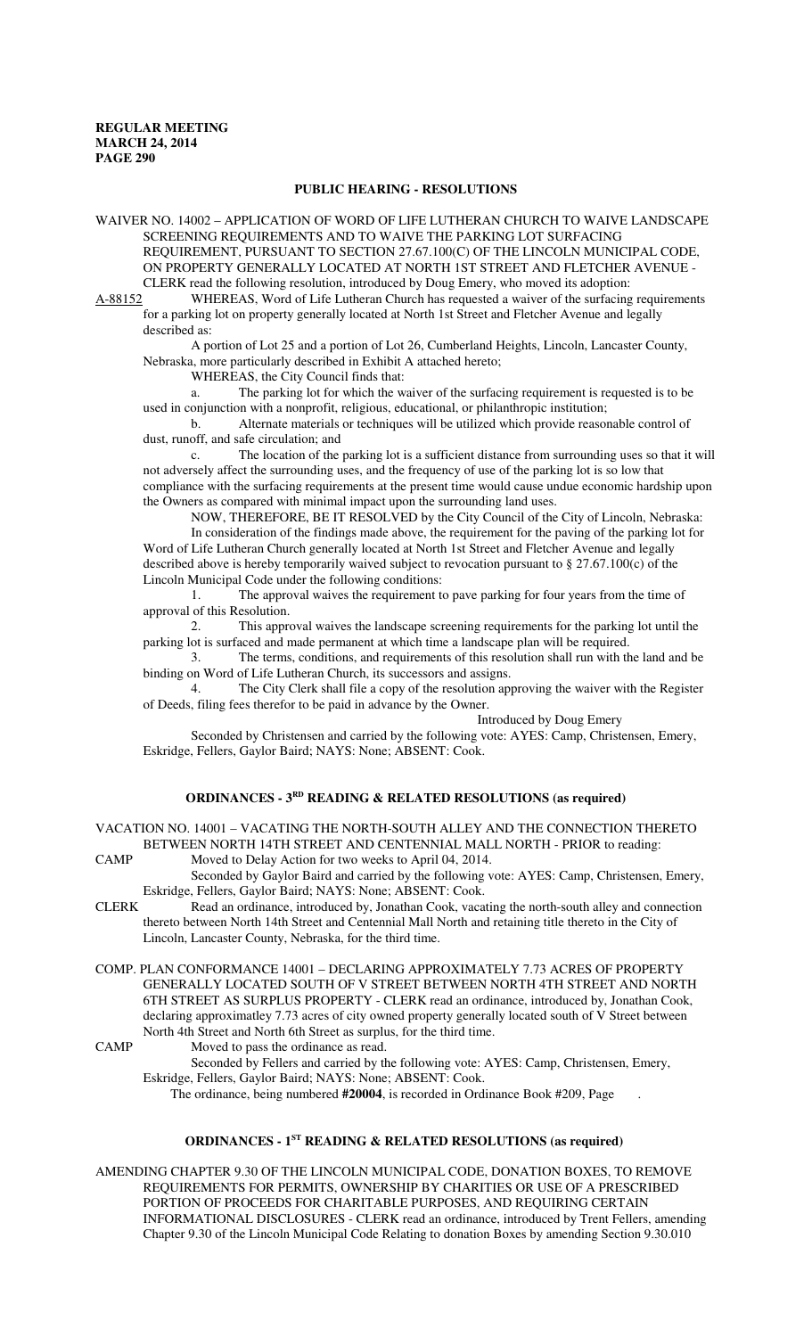## PUBLIC HEARING - RESOLUTIONS

WAIVER NO. 14002 – APPLICATION OF WORD OF LIFE LUTHERAN CHURCH TO WAIVE LANDSCAPE SCREENING REQUIREMENTS AND TO WAIVE THE PARKING LOT SURFACING REQUIREMENT, PURSUANT TO SECTION 27.67.100(C) OF THE LINCOLN MUNICIPAL CODE, ON PROPERTY GENERALLY LOCATED AT NORTH 1ST STREET AND FLETCHER AVENUE - CLERK read the following resolution, introduced by Doug Emery, who moved its adoption:

A-88152 WHEREAS, Word of Life Lutheran Church has requested a waiver of the surfacing requirements for a parking lot on property generally located at North 1st Street and Fletcher Avenue and legally described as:

A portion of Lot 25 and a portion of Lot 26, Cumberland Heights, Lincoln, Lancaster County, Nebraska, more particularly described in Exhibit A attached hereto;

WHEREAS, the City Council finds that:

a. The parking lot for which the waiver of the surfacing requirement is requested is to be used in conjunction with a nonprofit, religious, educational, or philanthropic institution;

b. Alternate materials or techniques will be utilized which provide reasonable control of dust, runoff, and safe circulation; and

c. The location of the parking lot is a sufficient distance from surrounding uses so that it will not adversely affect the surrounding uses, and the frequency of use of the parking lot is so low that compliance with the surfacing requirements at the present time would cause undue economic hardship upon the Owners as compared with minimal impact upon the surrounding land uses.

NOW, THEREFORE, BE IT RESOLVED by the City Council of the City of Lincoln, Nebraska:

In consideration of the findings made above, the requirement for the paving of the parking lot for Word of Life Lutheran Church generally located at North 1st Street and Fletcher Avenue and legally described above is hereby temporarily waived subject to revocation pursuant to § 27.67.100(c) of the Lincoln Municipal Code under the following conditions:

1. The approval waives the requirement to pave parking for four years from the time of approval of this Resolution.

2. This approval waives the landscape screening requirements for the parking lot until the parking lot is surfaced and made permanent at which time a landscape plan will be required.

3. The terms, conditions, and requirements of this resolution shall run with the land and be binding on Word of Life Lutheran Church, its successors and assigns.

4. The City Clerk shall file a copy of the resolution approving the waiver with the Register of Deeds, filing fees therefor to be paid in advance by the Owner.

Introduced by Doug Emery

Seconded by Christensen and carried by the following vote: AYES: Camp, Christensen, Emery, Eskridge, Fellers, Gaylor Baird; NAYS: None; ABSENT: Cook.

## ORDINANCES - 3RD READING & RELATED RESOLUTIONS (as required)

VACATION NO. 14001 – VACATING THE NORTH-SOUTH ALLEY AND THE CONNECTION THERETO BETWEEN NORTH 14TH STREET AND CENTENNIAL MALL NORTH - PRIOR to reading:

CAMP Moved to Delay Action for two weeks to April 04, 2014.

Seconded by Gaylor Baird and carried by the following vote: AYES: Camp, Christensen, Emery, Eskridge, Fellers, Gaylor Baird; NAYS: None; ABSENT: Cook.

CLERK Read an ordinance, introduced by, Jonathan Cook, vacating the north-south alley and connection thereto between North 14th Street and Centennial Mall North and retaining title thereto in the City of Lincoln, Lancaster County, Nebraska, for the third time.

COMP. PLAN CONFORMANCE 14001 – DECLARING APPROXIMATELY 7.73 ACRES OF PROPERTY GENERALLY LOCATED SOUTH OF V STREET BETWEEN NORTH 4TH STREET AND NORTH 6TH STREET AS SURPLUS PROPERTY - CLERK read an ordinance, introduced by, Jonathan Cook, declaring approximatley 7.73 acres of city owned property generally located south of V Street between North 4th Street and North 6th Street as surplus, for the third time.

CAMP Moved to pass the ordinance as read.

Seconded by Fellers and carried by the following vote: AYES: Camp, Christensen, Emery, Eskridge, Fellers, Gaylor Baird; NAYS: None; ABSENT: Cook.

The ordinance, being numbered **#20004**, is recorded in Ordinance Book #209, Page .

## ORDINANCES - 1ST READING & RELATED RESOLUTIONS (as required)

AMENDING CHAPTER 9.30 OF THE LINCOLN MUNICIPAL CODE, DONATION BOXES, TO REMOVE REQUIREMENTS FOR PERMITS, OWNERSHIP BY CHARITIES OR USE OF A PRESCRIBED PORTION OF PROCEEDS FOR CHARITABLE PURPOSES, AND REQUIRING CERTAIN INFORMATIONAL DISCLOSURES - CLERK read an ordinance, introduced by Trent Fellers, amending Chapter 9.30 of the Lincoln Municipal Code Relating to donation Boxes by amending Section 9.30.010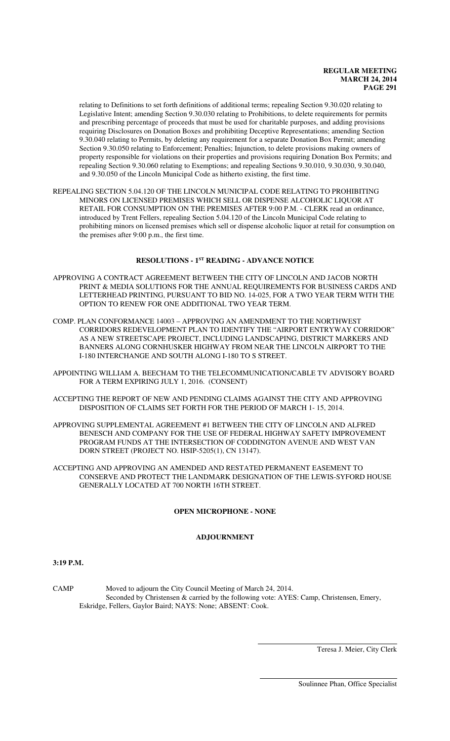relating to Definitions to set forth definitions of additional terms; repealing Section 9.30.020 relating to Legislative Intent; amending Section 9.30.030 relating to Prohibitions, to delete requirements for permits and prescribing percentage of proceeds that must be used for charitable purposes, and adding provisions requiring Disclosures on Donation Boxes and prohibiting Deceptive Representations; amending Section 9.30.040 relating to Permits, by deleting any requirement for a separate Donation Box Permit; amending Section 9.30.050 relating to Enforcement; Penalties; Injunction, to delete provisions making owners of property responsible for violations on their properties and provisions requiring Donation Box Permits; and repealing Section 9.30.060 relating to Exemptions; and repealing Sections 9.30.010, 9.30.030, 9.30.040, and 9.30.050 of the Lincoln Municipal Code as hitherto existing, the first time.

REPEALING SECTION 5.04.120 OF THE LINCOLN MUNICIPAL CODE RELATING TO PROHIBITING MINORS ON LICENSED PREMISES WHICH SELL OR DISPENSE ALCOHOLIC LIQUOR AT RETAIL FOR CONSUMPTION ON THE PREMISES AFTER 9:00 P.M. - CLERK read an ordinance, introduced by Trent Fellers, repealing Section 5.04.120 of the Lincoln Municipal Code relating to prohibiting minors on licensed premises which sell or dispense alcoholic liquor at retail for consumption on the premises after 9:00 p.m., the first time.

## RESOLUTIONS - 1ST READING - ADVANCE NOTICE

APPROVING A CONTRACT AGREEMENT BETWEEN THE CITY OF LINCOLN AND JACOB NORTH PRINT & MEDIA SOLUTIONS FOR THE ANNUAL REQUIREMENTS FOR BUSINESS CARDS AND LETTERHEAD PRINTING, PURSUANT TO BID NO. 14-025, FOR A TWO YEAR TERM WITH THE OPTION TO RENEW FOR ONE ADDITIONAL TWO YEAR TERM.

COMP. PLAN CONFORMANCE 14003 – APPROVING AN AMENDMENT TO THE NORTHWEST CORRIDORS REDEVELOPMENT PLAN TO IDENTIFY THE "AIRPORT ENTRYWAY CORRIDOR" AS A NEW STREETSCAPE PROJECT, INCLUDING LANDSCAPING, DISTRICT MARKERS AND BANNERS ALONG CORNHUSKER HIGHWAY FROM NEAR THE LINCOLN AIRPORT TO THE I-180 INTERCHANGE AND SOUTH ALONG I-180 TO S STREET.

APPOINTING WILLIAM A. BEECHAM TO THE TELECOMMUNICATION/CABLE TV ADVISORY BOARD FOR A TERM EXPIRING JULY 1, 2016. (CONSENT)

ACCEPTING THE REPORT OF NEW AND PENDING CLAIMS AGAINST THE CITY AND APPROVING DISPOSITION OF CLAIMS SET FORTH FOR THE PERIOD OF MARCH 1- 15, 2014.

APPROVING SUPPLEMENTAL AGREEMENT #1 BETWEEN THE CITY OF LINCOLN AND ALFRED BENESCH AND COMPANY FOR THE USE OF FEDERAL HIGHWAY SAFETY IMPROVEMENT PROGRAM FUNDS AT THE INTERSECTION OF CODDINGTON AVENUE AND WEST VAN DORN STREET (PROJECT NO. HSIP-5205(1), CN 13147).

ACCEPTING AND APPROVING AN AMENDED AND RESTATED PERMANENT EASEMENT TO CONSERVE AND PROTECT THE LANDMARK DESIGNATION OF THE LEWIS-SYFORD HOUSE GENERALLY LOCATED AT 700 NORTH 16TH STREET.

## OPEN MICROPHONE - NONE

## ADJOURNMENT

**3:19 P.M.**

CAMP Moved to adjourn the City Council Meeting of March 24, 2014.
Seconded by Christensen & carried by the following vote: AYES: Camp, Christensen, Emery, Eskridge, Fellers, Gaylor Baird; NAYS: None; ABSENT: Cook.

Teresa J. Meier, City Clerk

Soulinnee Phan, Office Specialist